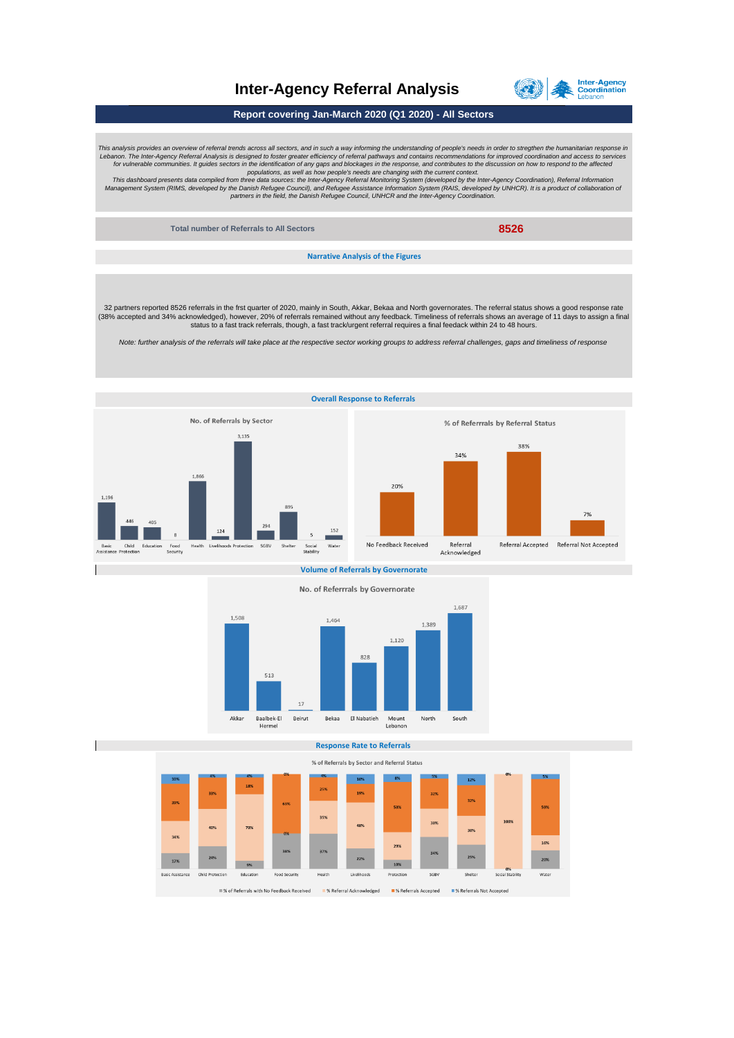# Inter-Agency Referral Analysis

Inter-Agency Coordination Lebanon

## Report covering Jan-March 2020 (Q1 2020) - All Sectors

*This analysis provides an overview of referral trends across all sectors, and in such a way informing the understanding of people's needs in order to stregthen the humanitarian response in Lebanon. The Inter-Agency Referral Analysis is designed to foster greater efficiency of referral pathways and contains recommendations for improved coordination and access to services for vulnerable communities. It guides sectors in the identification of any gaps and blockages in the response, and contributes to the discussion on how to respond to the affected populations, as well as how people's needs are changing with the current context.*

*This dashboard presents data compiled from three data sources: the Inter-Agency Referral Monitoring System (developed by the Inter-Agency Coordination), Referral Information Management System (RIMS, developed by the Danish Refugee Council), and Refugee Assistance Information System (RAIS, developed by UNHCR). It is a product of collaboration of partners in the field, the Danish Refugee Council, UNHCR and the Inter-Agency Coordination.*

**Total number of Referrals to All Sectors** **8526**

### Narrative Analysis of the Figures

32 partners reported 8526 referrals in the frst quarter of 2020, mainly in South, Akkar, Bekaa and North governorates. The referral status shows a good response rate (38% accepted and 34% acknowledged), however, 20% of referrals remained without any feedback. Timeliness of referrals shows an average of 11 days to assign a final status to a fast track referrals, though, a fast track/urgent referral requires a final feedack within 24 to 48 hours.

*Note: further analysis of the referrals will take place at the respective sector working groups to address referral challenges, gaps and timeliness of response*

### Overall Response to Referrals

**No. of Referrals by Sector**

| Sector | No. of Referrals |
|---|---|
| Basic Assistance | 1,196 |
| Child Protection | 446 |
| Education | 405 |
| Food Security | 8 |
| Health | 1,866 |
| Livelihoods | 124 |
| Protection | 3,135 |
| SGBV | 294 |
| Shelter | 895 |
| Social Stability | 5 |
| Water | 152 |

**% of Referrrals by Referral Status**

| Referral Status | % |
|---|---|
| No Feedback Received | 20% |
| Referral Acknowledged | 34% |
| Referral Accepted | 38% |
| Referral Not Accepted | 7% |

### Volume of Referrals by Governorate

**No. of Referrrals by Governorate**

| Governorate | No. of Referrals |
|---|---|
| Akkar | 1,508 |
| Baalbek-El Hermel | 513 |
| Beirut | 17 |
| Bekaa | 1,404 |
| El Nabatieh | 828 |
| Mount Lebanon | 1,120 |
| North | 1,389 |
| South | 1,687 |

### Response Rate to Referrals

**% of Referrals by Sector and Referral Status**

| Sector | % of Referrals with No Feedback Received | % Referral Acknowledged | % Referrals Accepted | % Referrals Not Accepted |
|---|---|---|---|---|
| Basic Assistance | 17% | 34% | 39% | 10% |
| Child Protection | 24% | 40% | 33% | 4% |
| Education | 9% | 70% | 18% | 4% |
| Food Security | 36% | 0% | 65% | 0% |
| Health | 37% | 35% | 25% | 4% |
| Livelihoods | 22% | 48% | 19% | 10% |
| Protection | 10% | 29% | 53% | 8% |
| SGBV | 34% | 30% | 32% | 5% |
| Shelter | 25% | 30% | 32% | 12% |
| Social Stability | 0% | 100% | | 0% |
| Water | 20% | 16% | 59% | 5% |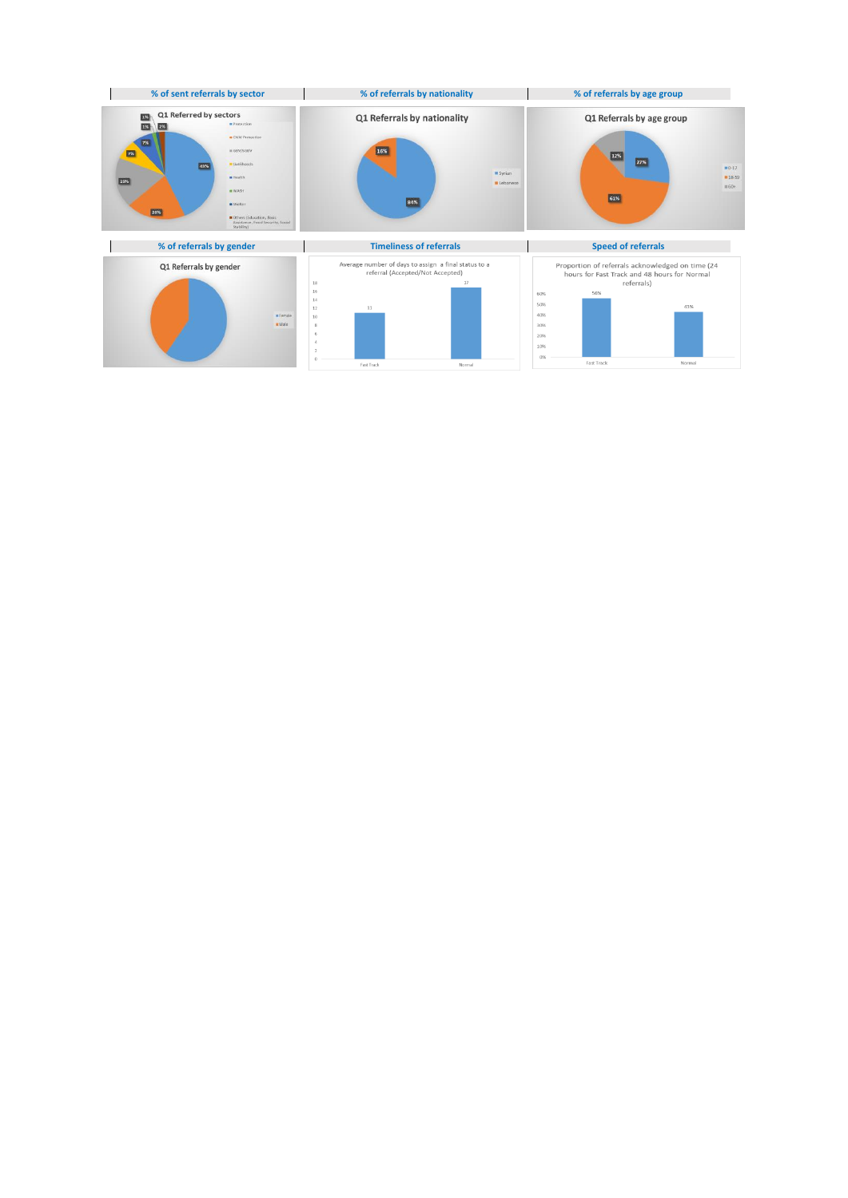### % of sent referrals by sector

Q1 Referred by sectors

1% 1% 2% 7% 7% 45% 18% 20%

Protection
Child Protection
GBV/SGBV
Livelihoods
Health
WASH
Shelter
Others (Education, Basic Assistance, Food Security, Social Stability)

### % of referrals by nationality

Q1 Referrals by nationality

16% 84%

Syrian
Lebanese

### % of referrals by age group

Q1 Referrals by age group

12% 27% 61%

0-12
18-59
60+

### % of referrals by gender

Q1 Referrals by gender

Female
Male

### Timeliness of referrals

Average number of days to assign a final status to a referral (Accepted/Not Accepted)

18
16
14
12
10
8
6
4
2
0

11
17

Fast Track
Normal

### Speed of referrals

Proportion of referrals acknowledged on time (24 hours for Fast Track and 48 hours for Normal referrals)

60%
50%
40%
30%
20%
10%
0%

56%
43%

Fast Track
Normal